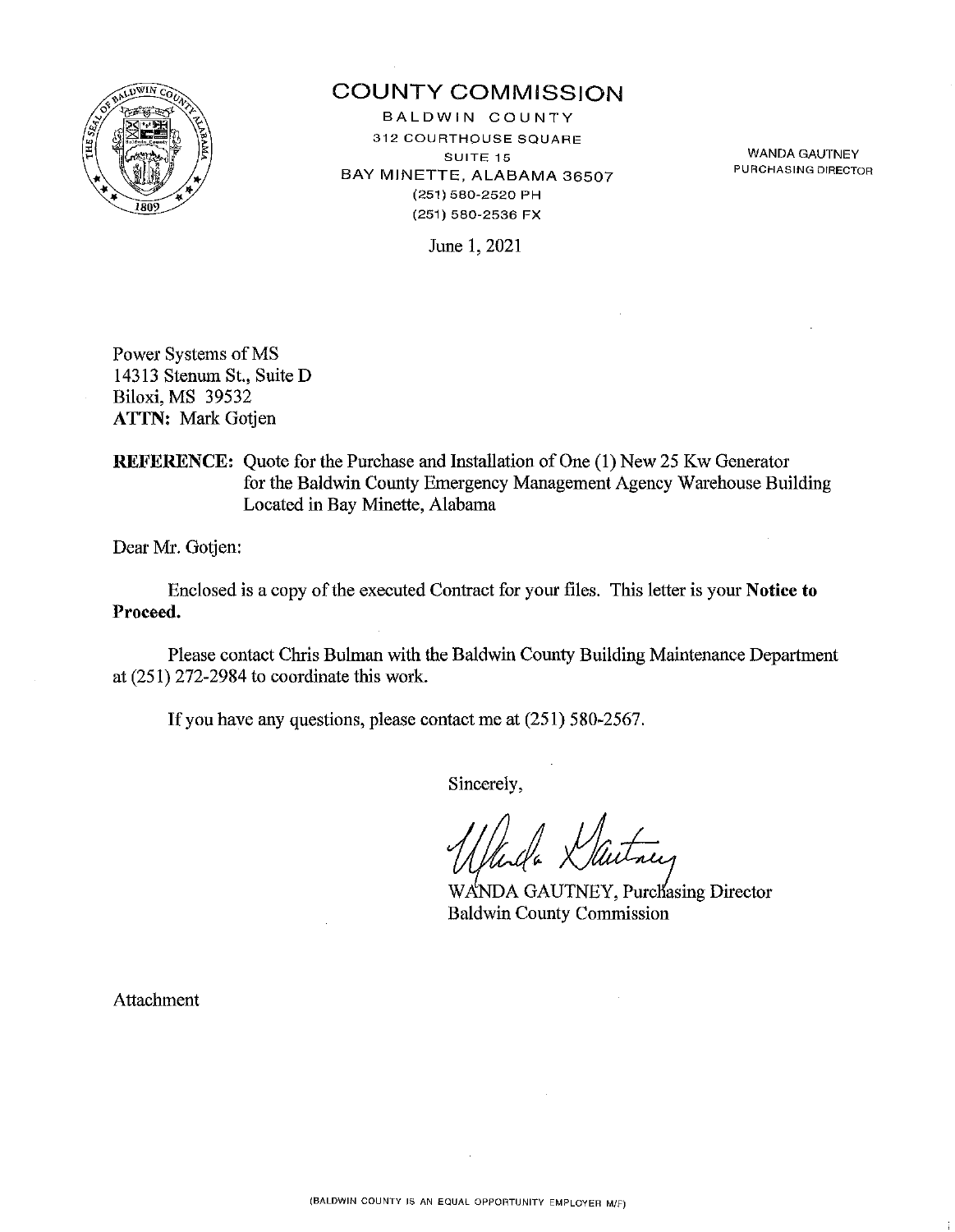# COUNTY COMMISSION

BALDWIN COUNTY
312 COURTHOUSE SQUARE
SUITE 15
BAY MINETTE, ALABAMA 36507
(251) 580-2520 PH
(251) 580-2536 FX

WANDA GAUTNEY
PURCHASING DIRECTOR

June 1, 2021

Power Systems of MS
14313 Stenum St., Suite D
Biloxi, MS 39532
**ATTN:** Mark Gotjen

**REFERENCE:** Quote for the Purchase and Installation of One (1) New 25 Kw Generator for the Baldwin County Emergency Management Agency Warehouse Building Located in Bay Minette, Alabama

Dear Mr. Gotjen:

Enclosed is a copy of the executed Contract for your files. This letter is your **Notice to Proceed.**

Please contact Chris Bulman with the Baldwin County Building Maintenance Department at (251) 272-2984 to coordinate this work.

If you have any questions, please contact me at (251) 580-2567.

Sincerely,

WANDA GAUTNEY, Purchasing Director
Baldwin County Commission

Attachment

(BALDWIN COUNTY IS AN EQUAL OPPORTUNITY EMPLOYER M/F)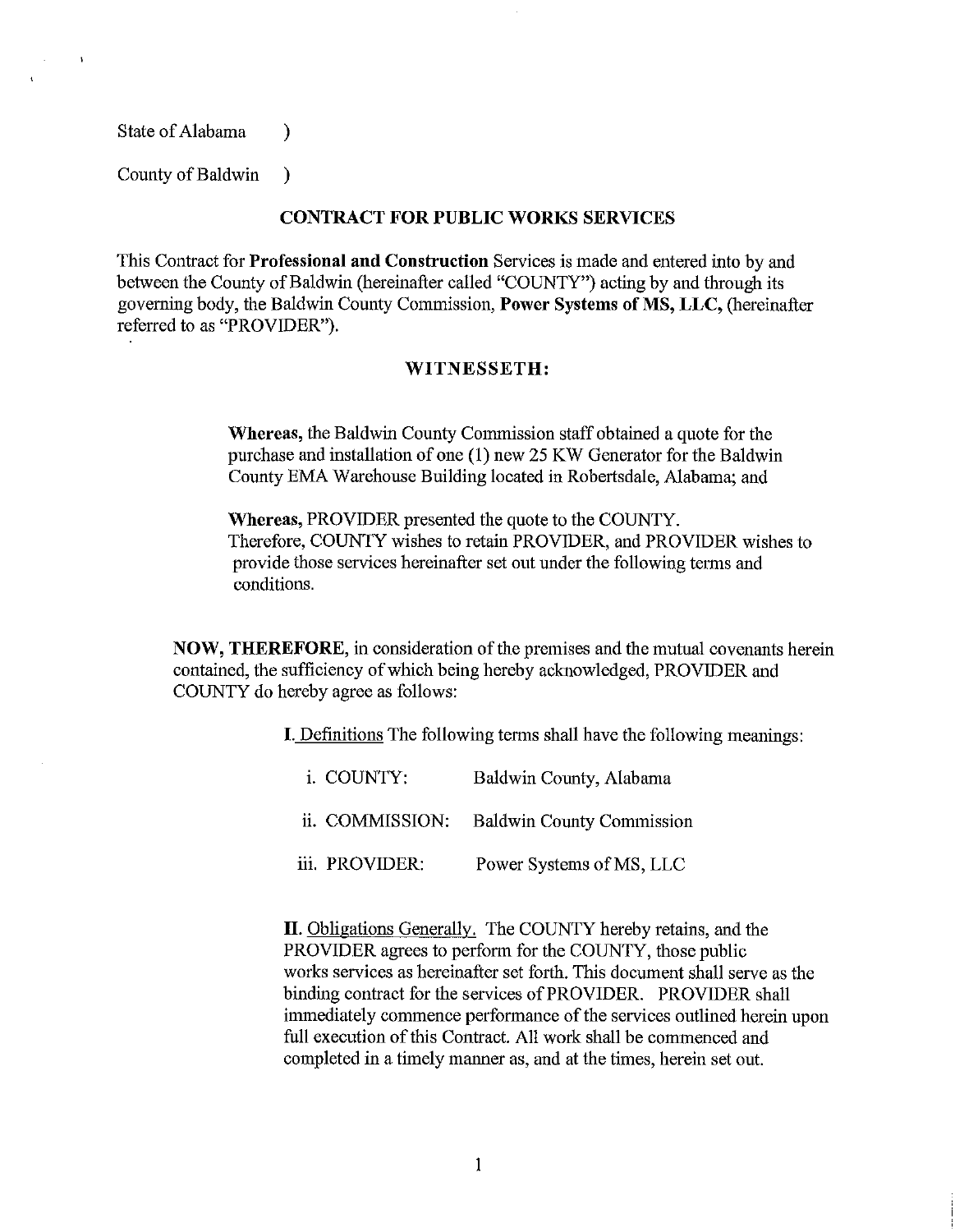State of Alabama )

County of Baldwin )

## CONTRACT FOR PUBLIC WORKS SERVICES

This Contract for **Professional and Construction** Services is made and entered into by and between the County of Baldwin (hereinafter called "COUNTY") acting by and through its governing body, the Baldwin County Commission, **Power Systems of MS, LLC,** (hereinafter referred to as "PROVIDER").

### WITNESSETH:

**Whereas,** the Baldwin County Commission staff obtained a quote for the purchase and installation of one (1) new 25 KW Generator for the Baldwin County EMA Warehouse Building located in Robertsdale, Alabama; and

**Whereas,** PROVIDER presented the quote to the COUNTY. Therefore, COUNTY wishes to retain PROVIDER, and PROVIDER wishes to provide those services hereinafter set out under the following terms and conditions.

**NOW, THEREFORE,** in consideration of the premises and the mutual covenants herein contained, the sufficiency of which being hereby acknowledged, PROVIDER and COUNTY do hereby agree as follows:

**I.** Definitions The following terms shall have the following meanings:

| | |
|---|---|
| i. COUNTY: | Baldwin County, Alabama |
| ii. COMMISSION: | Baldwin County Commission |
| iii. PROVIDER: | Power Systems of MS, LLC |

**II.** Obligations Generally. The COUNTY hereby retains, and the PROVIDER agrees to perform for the COUNTY, those public works services as hereinafter set forth. This document shall serve as the binding contract for the services of PROVIDER. PROVIDER shall immediately commence performance of the services outlined herein upon full execution of this Contract. All work shall be commenced and completed in a timely manner as, and at the times, herein set out.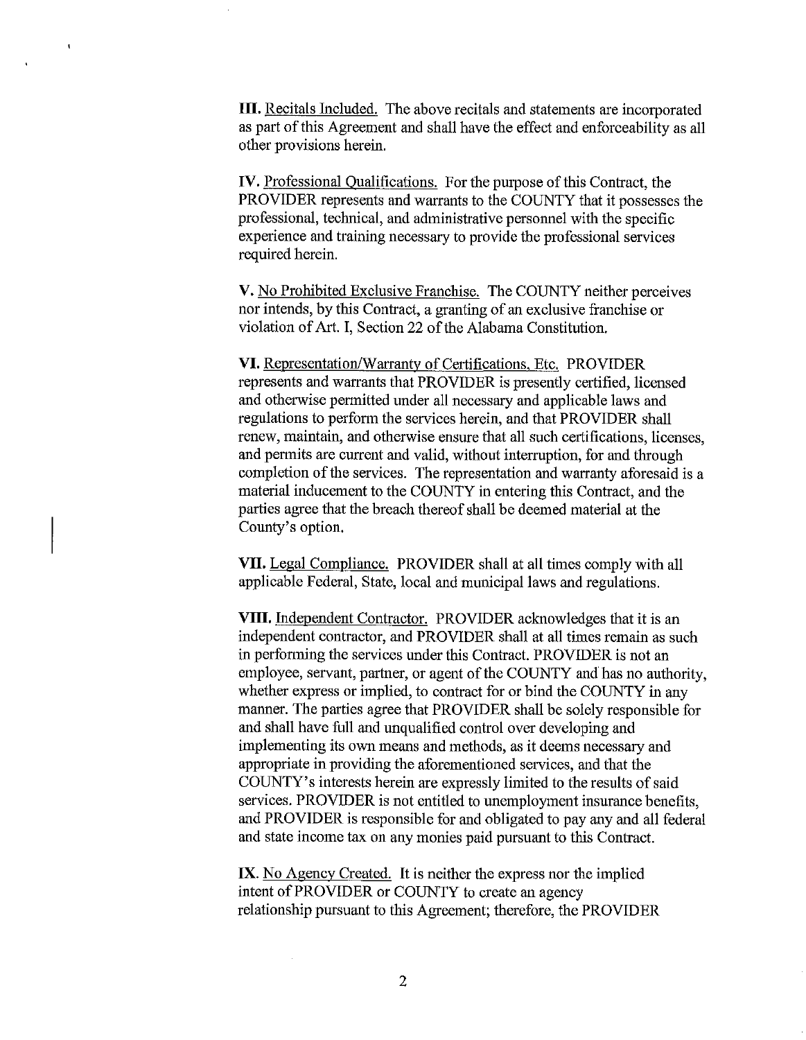**III.** Recitals Included. The above recitals and statements are incorporated as part of this Agreement and shall have the effect and enforceability as all other provisions herein.

**IV.** Professional Qualifications. For the purpose of this Contract, the PROVIDER represents and warrants to the COUNTY that it possesses the professional, technical, and administrative personnel with the specific experience and training necessary to provide the professional services required herein.

**V.** No Prohibited Exclusive Franchise. The COUNTY neither perceives nor intends, by this Contract, a granting of an exclusive franchise or violation of Art. I, Section 22 of the Alabama Constitution.

**VI.** Representation/Warranty of Certifications, Etc. PROVIDER represents and warrants that PROVIDER is presently certified, licensed and otherwise permitted under all necessary and applicable laws and regulations to perform the services herein, and that PROVIDER shall renew, maintain, and otherwise ensure that all such certifications, licenses, and permits are current and valid, without interruption, for and through completion of the services. The representation and warranty aforesaid is a material inducement to the COUNTY in entering this Contract, and the parties agree that the breach thereof shall be deemed material at the County's option.

**VII.** Legal Compliance. PROVIDER shall at all times comply with all applicable Federal, State, local and municipal laws and regulations.

**VIII.** Independent Contractor. PROVIDER acknowledges that it is an independent contractor, and PROVIDER shall at all times remain as such in performing the services under this Contract. PROVIDER is not an employee, servant, partner, or agent of the COUNTY and has no authority, whether express or implied, to contract for or bind the COUNTY in any manner. The parties agree that PROVIDER shall be solely responsible for and shall have full and unqualified control over developing and implementing its own means and methods, as it deems necessary and appropriate in providing the aforementioned services, and that the COUNTY's interests herein are expressly limited to the results of said services. PROVIDER is not entitled to unemployment insurance benefits, and PROVIDER is responsible for and obligated to pay any and all federal and state income tax on any monies paid pursuant to this Contract.

**IX.** No Agency Created. It is neither the express nor the implied intent of PROVIDER or COUNTY to create an agency relationship pursuant to this Agreement; therefore, the PROVIDER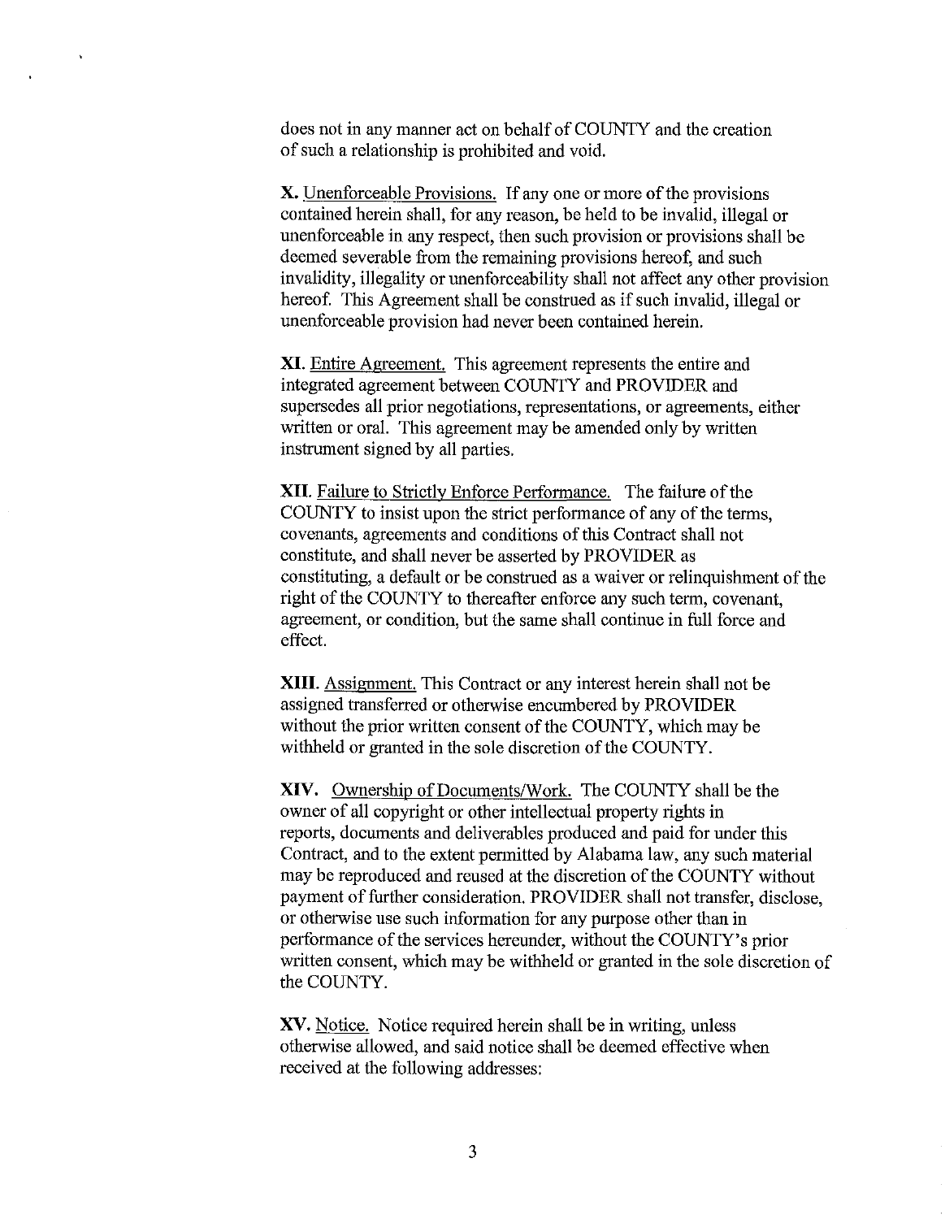does not in any manner act on behalf of COUNTY and the creation of such a relationship is prohibited and void.

**X.** Unenforceable Provisions. If any one or more of the provisions contained herein shall, for any reason, be held to be invalid, illegal or unenforceable in any respect, then such provision or provisions shall be deemed severable from the remaining provisions hereof, and such invalidity, illegality or unenforceability shall not affect any other provision hereof. This Agreement shall be construed as if such invalid, illegal or unenforceable provision had never been contained herein.

**XI.** Entire Agreement. This agreement represents the entire and integrated agreement between COUNTY and PROVIDER and supersedes all prior negotiations, representations, or agreements, either written or oral. This agreement may be amended only by written instrument signed by all parties.

**XII.** Failure to Strictly Enforce Performance. The failure of the COUNTY to insist upon the strict performance of any of the terms, covenants, agreements and conditions of this Contract shall not constitute, and shall never be asserted by PROVIDER as constituting, a default or be construed as a waiver or relinquishment of the right of the COUNTY to thereafter enforce any such term, covenant, agreement, or condition, but the same shall continue in full force and effect.

**XIII.** Assignment. This Contract or any interest herein shall not be assigned transferred or otherwise encumbered by PROVIDER without the prior written consent of the COUNTY, which may be withheld or granted in the sole discretion of the COUNTY.

**XIV.** Ownership of Documents/Work. The COUNTY shall be the owner of all copyright or other intellectual property rights in reports, documents and deliverables produced and paid for under this Contract, and to the extent permitted by Alabama law, any such material may be reproduced and reused at the discretion of the COUNTY without payment of further consideration. PROVIDER shall not transfer, disclose, or otherwise use such information for any purpose other than in performance of the services hereunder, without the COUNTY's prior written consent, which may be withheld or granted in the sole discretion of the COUNTY.

**XV.** Notice. Notice required herein shall be in writing, unless otherwise allowed, and said notice shall be deemed effective when received at the following addresses: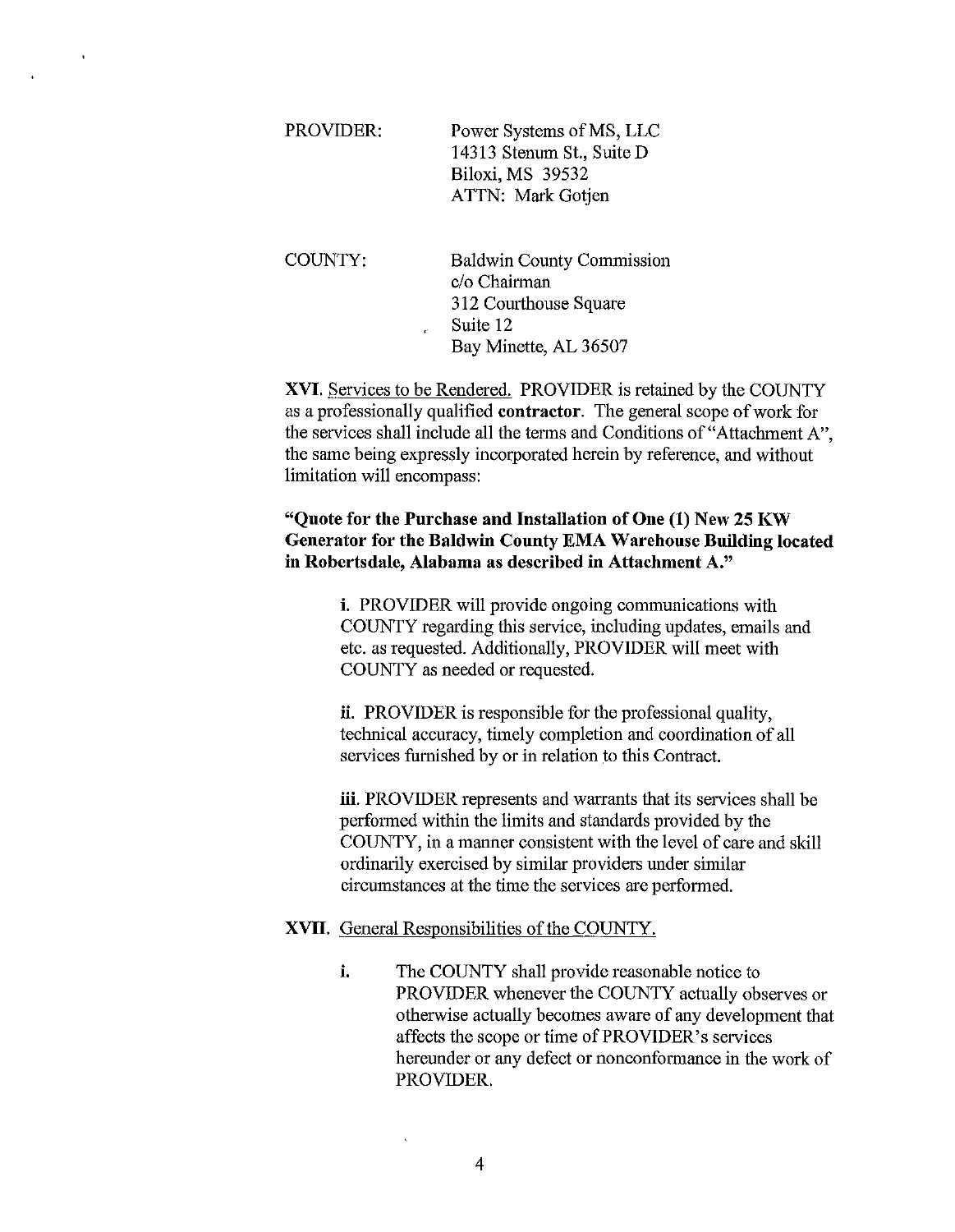PROVIDER: Power Systems of MS, LLC
14313 Stenum St., Suite D
Biloxi, MS 39532
ATTN: Mark Gotjen

COUNTY: Baldwin County Commission
c/o Chairman
312 Courthouse Square
Suite 12
Bay Minette, AL 36507

**XVI.** Services to be Rendered. PROVIDER is retained by the COUNTY as a professionally qualified **contractor**. The general scope of work for the services shall include all the terms and Conditions of "Attachment A", the same being expressly incorporated herein by reference, and without limitation will encompass:

**"Quote for the Purchase and Installation of One (1) New 25 KW Generator for the Baldwin County EMA Warehouse Building located in Robertsdale, Alabama as described in Attachment A."**

**i.** PROVIDER will provide ongoing communications with COUNTY regarding this service, including updates, emails and etc. as requested. Additionally, PROVIDER will meet with COUNTY as needed or requested.

**ii.** PROVIDER is responsible for the professional quality, technical accuracy, timely completion and coordination of all services furnished by or in relation to this Contract.

**iii.** PROVIDER represents and warrants that its services shall be performed within the limits and standards provided by the COUNTY, in a manner consistent with the level of care and skill ordinarily exercised by similar providers under similar circumstances at the time the services are performed.

**XVII.** General Responsibilities of the COUNTY.

**i.** The COUNTY shall provide reasonable notice to PROVIDER whenever the COUNTY actually observes or otherwise actually becomes aware of any development that affects the scope or time of PROVIDER's services hereunder or any defect or nonconformance in the work of PROVIDER.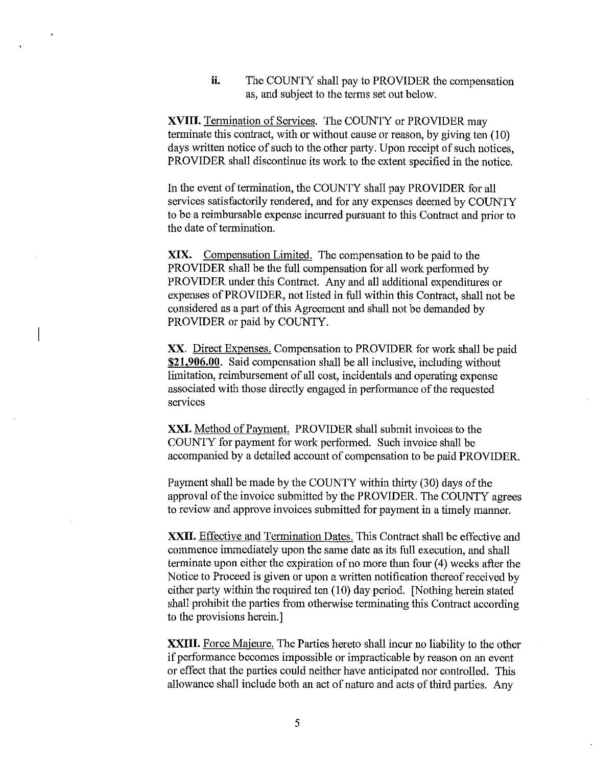ii. The COUNTY shall pay to PROVIDER the compensation as, and subject to the terms set out below.

**XVIII.** Termination of Services. The COUNTY or PROVIDER may terminate this contract, with or without cause or reason, by giving ten (10) days written notice of such to the other party. Upon receipt of such notices, PROVIDER shall discontinue its work to the extent specified in the notice.

In the event of termination, the COUNTY shall pay PROVIDER for all services satisfactorily rendered, and for any expenses deemed by COUNTY to be a reimbursable expense incurred pursuant to this Contract and prior to the date of termination.

**XIX.** Compensation Limited. The compensation to be paid to the PROVIDER shall be the full compensation for all work performed by PROVIDER under this Contract. Any and all additional expenditures or expenses of PROVIDER, not listed in full within this Contract, shall not be considered as a part of this Agreement and shall not be demanded by PROVIDER or paid by COUNTY.

**XX.** Direct Expenses. Compensation to PROVIDER for work shall be paid **$21,906.00**. Said compensation shall be all inclusive, including without limitation, reimbursement of all cost, incidentals and operating expense associated with those directly engaged in performance of the requested services

**XXI.** Method of Payment. PROVIDER shall submit invoices to the COUNTY for payment for work performed. Such invoice shall be accompanied by a detailed account of compensation to be paid PROVIDER.

Payment shall be made by the COUNTY within thirty (30) days of the approval of the invoice submitted by the PROVIDER. The COUNTY agrees to review and approve invoices submitted for payment in a timely manner.

**XXII.** Effective and Termination Dates. This Contract shall be effective and commence immediately upon the same date as its full execution, and shall terminate upon either the expiration of no more than four (4) weeks after the Notice to Proceed is given or upon a written notification thereof received by either party within the required ten (10) day period. [Nothing herein stated shall prohibit the parties from otherwise terminating this Contract according to the provisions herein.]

**XXIII.** Force Majeure. The Parties hereto shall incur no liability to the other if performance becomes impossible or impracticable by reason on an event or effect that the parties could neither have anticipated nor controlled. This allowance shall include both an act of nature and acts of third parties. Any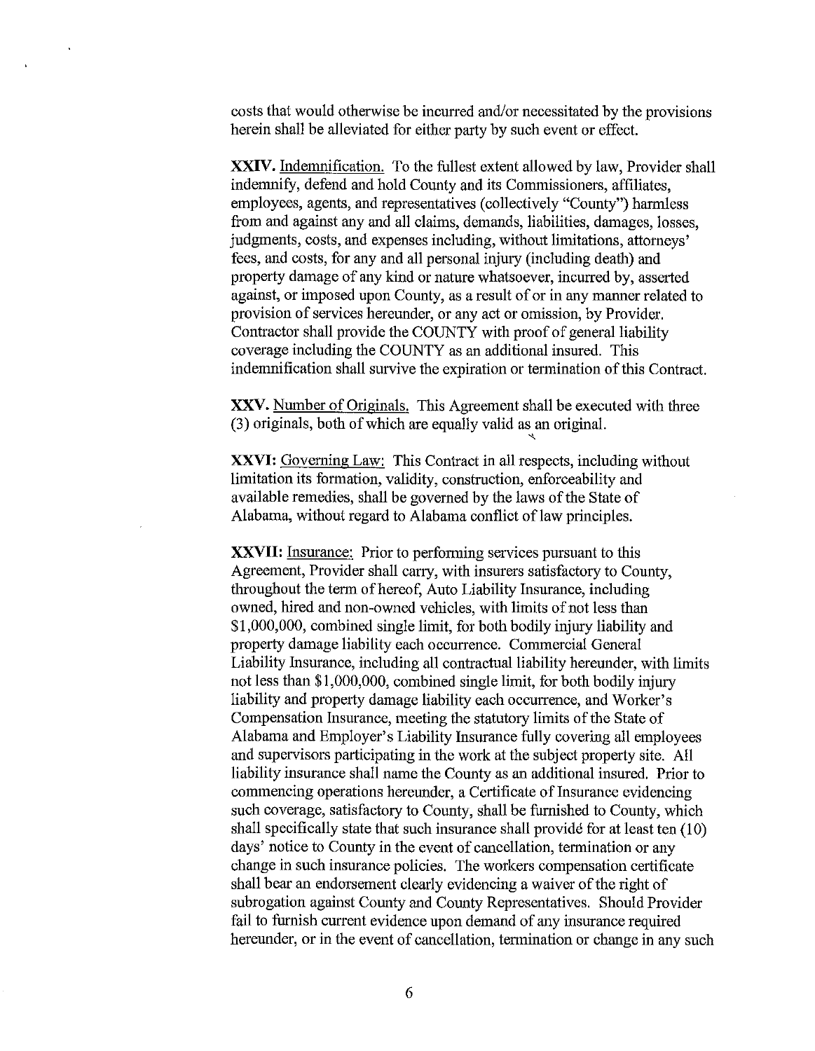costs that would otherwise be incurred and/or necessitated by the provisions herein shall be alleviated for either party by such event or effect.

**XXIV.** Indemnification. To the fullest extent allowed by law, Provider shall indemnify, defend and hold County and its Commissioners, affiliates, employees, agents, and representatives (collectively "County") harmless from and against any and all claims, demands, liabilities, damages, losses, judgments, costs, and expenses including, without limitations, attorneys' fees, and costs, for any and all personal injury (including death) and property damage of any kind or nature whatsoever, incurred by, asserted against, or imposed upon County, as a result of or in any manner related to provision of services hereunder, or any act or omission, by Provider. Contractor shall provide the COUNTY with proof of general liability coverage including the COUNTY as an additional insured. This indemnification shall survive the expiration or termination of this Contract.

**XXV.** Number of Originals. This Agreement shall be executed with three (3) originals, both of which are equally valid as an original.

**XXVI:** Governing Law: This Contract in all respects, including without limitation its formation, validity, construction, enforceability and available remedies, shall be governed by the laws of the State of Alabama, without regard to Alabama conflict of law principles.

**XXVII:** Insurance: Prior to performing services pursuant to this Agreement, Provider shall carry, with insurers satisfactory to County, throughout the term of hereof, Auto Liability Insurance, including owned, hired and non-owned vehicles, with limits of not less than $1,000,000, combined single limit, for both bodily injury liability and property damage liability each occurrence. Commercial General Liability Insurance, including all contractual liability hereunder, with limits not less than $1,000,000, combined single limit, for both bodily injury liability and property damage liability each occurrence, and Worker's Compensation Insurance, meeting the statutory limits of the State of Alabama and Employer's Liability Insurance fully covering all employees and supervisors participating in the work at the subject property site. All liability insurance shall name the County as an additional insured. Prior to commencing operations hereunder, a Certificate of Insurance evidencing such coverage, satisfactory to County, shall be furnished to County, which shall specifically state that such insurance shall provide for at least ten (10) days' notice to County in the event of cancellation, termination or any change in such insurance policies. The workers compensation certificate shall bear an endorsement clearly evidencing a waiver of the right of subrogation against County and County Representatives. Should Provider fail to furnish current evidence upon demand of any insurance required hereunder, or in the event of cancellation, termination or change in any such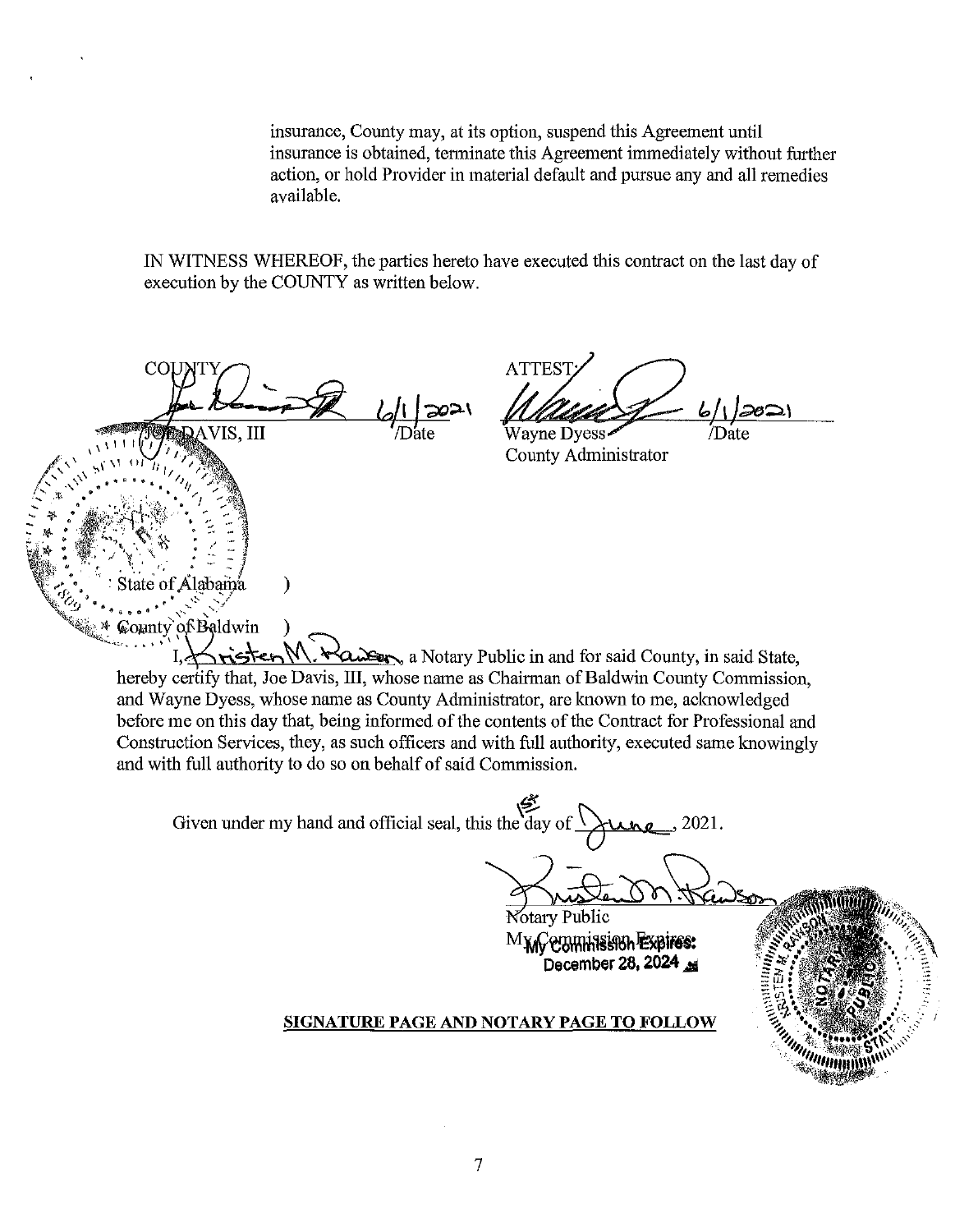insurance, County may, at its option, suspend this Agreement until insurance is obtained, terminate this Agreement immediately without further action, or hold Provider in material default and pursue any and all remedies available.

IN WITNESS WHEREOF, the parties hereto have executed this contract on the last day of execution by the COUNTY as written below.

COUNTY

JOE DAVIS, III 6/1/2021 /Date

ATTEST:

Wayne Dyess 6/1/2021 /Date
County Administrator

State of Alabama )

County of Baldwin )

I, Kristen M. Rawson, a Notary Public in and for said County, in said State, hereby certify that, Joe Davis, III, whose name as Chairman of Baldwin County Commission, and Wayne Dyess, whose name as County Administrator, are known to me, acknowledged before me on this day that, being informed of the contents of the Contract for Professional and Construction Services, they, as such officers and with full authority, executed same knowingly and with full authority to do so on behalf of said Commission.

Given under my hand and official seal, this the 1st day of June, 2021.

Notary Public
My Commission Expires:
December 28, 2024

**SIGNATURE PAGE AND NOTARY PAGE TO FOLLOW**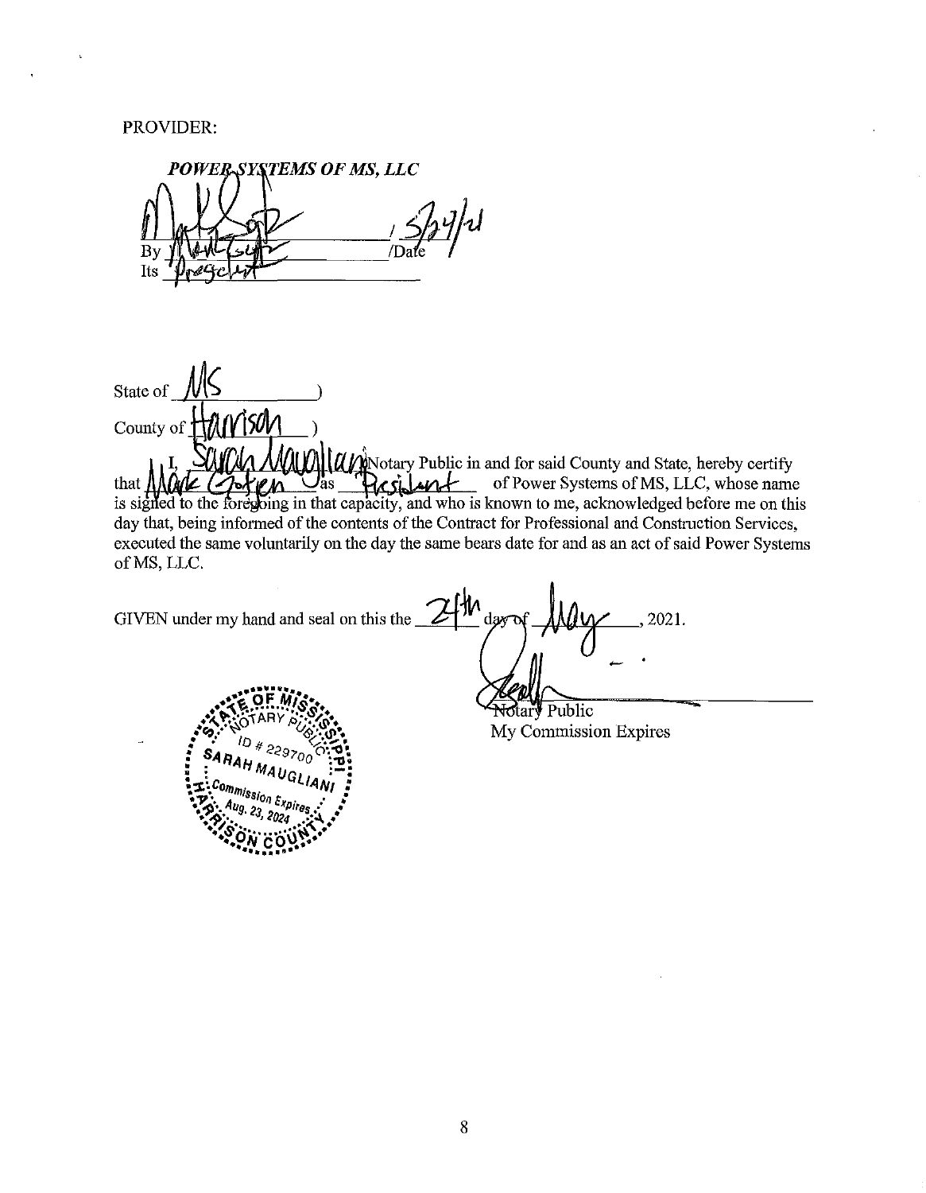PROVIDER:

***POWER SYSTEMS OF MS, LLC***

By ______________________________ / 5/24/21 /Date

Its President

State of MS )

County of Harrison )

I, Sarah Maugliani, Notary Public in and for said County and State, hereby certify that Mark Gotjen as President of Power Systems of MS, LLC, whose name is signed to the foregoing in that capacity, and who is known to me, acknowledged before me on this day that, being informed of the contents of the Contract for Professional and Construction Services, executed the same voluntarily on the day the same bears date for and as an act of said Power Systems of MS, LLC.

GIVEN under my hand and seal on this the 24th day of May, 2021.

______________________________
Notary Public
My Commission Expires

STATE OF MISSISSIPPI
NOTARY PUBLIC
ID # 229700
SARAH MAUGLIANI
Commission Expires
Aug. 23, 2024
HARRISON COUNTY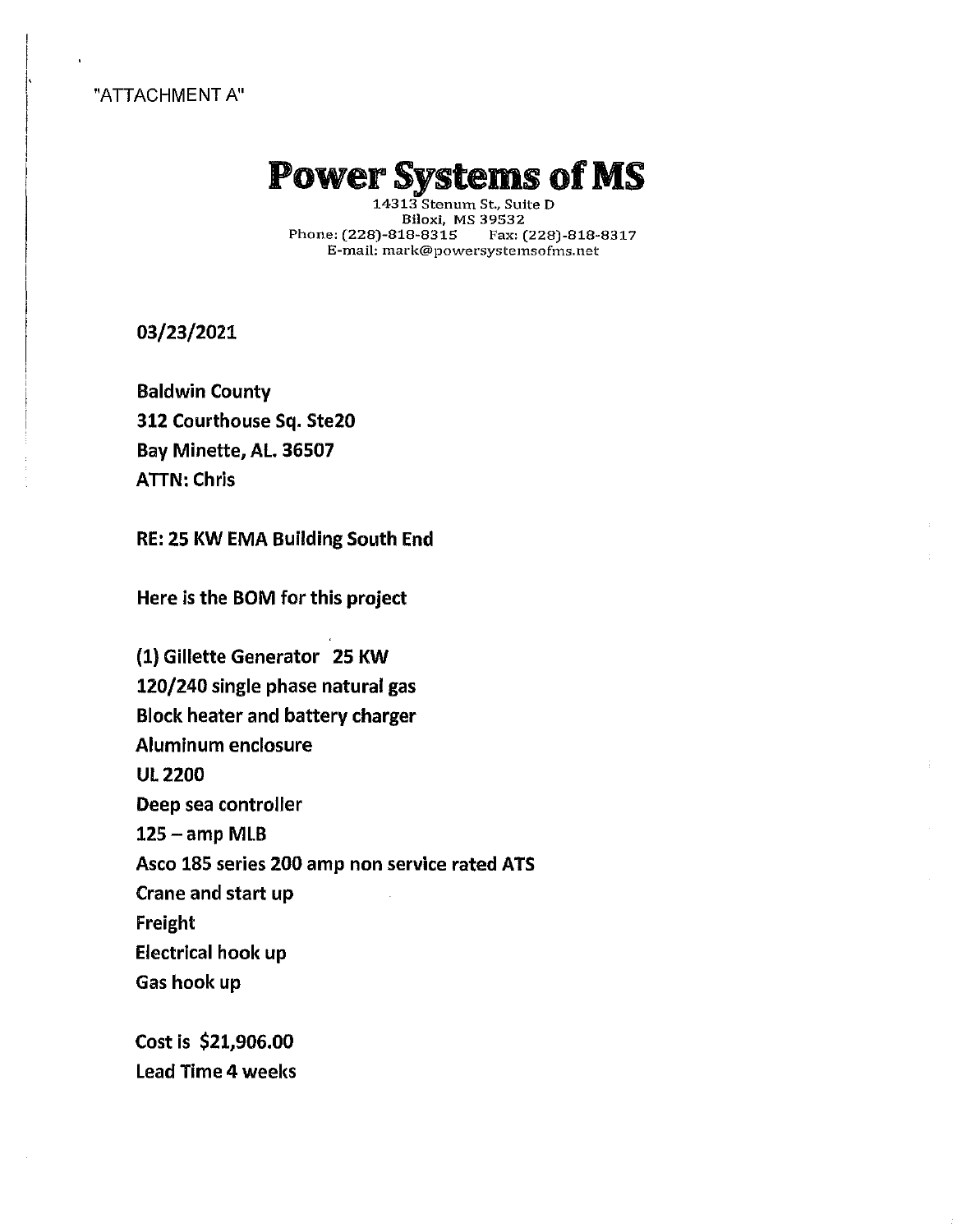"ATTACHMENT A"

# Power Systems of MS

14313 Stenum St., Suite D
Biloxi, MS 39532
Phone: (228)-818-8315 Fax: (228)-818-8317
E-mail: mark@powersystemsofms.net

**03/23/2021**

**Baldwin County**
**312 Courthouse Sq. Ste20**
**Bay Minette, AL. 36507**
**ATTN: Chris**

**RE: 25 KW EMA Building South End**

**Here is the BOM for this project**

**(1) Gillette Generator 25 KW**
**120/240 single phase natural gas**
**Block heater and battery charger**
**Aluminum enclosure**
**UL 2200**
**Deep sea controller**
**125 – amp MLB**
**Asco 185 series 200 amp non service rated ATS**
**Crane and start up**
**Freight**
**Electrical hook up**
**Gas hook up**

**Cost is $21,906.00**
**Lead Time 4 weeks**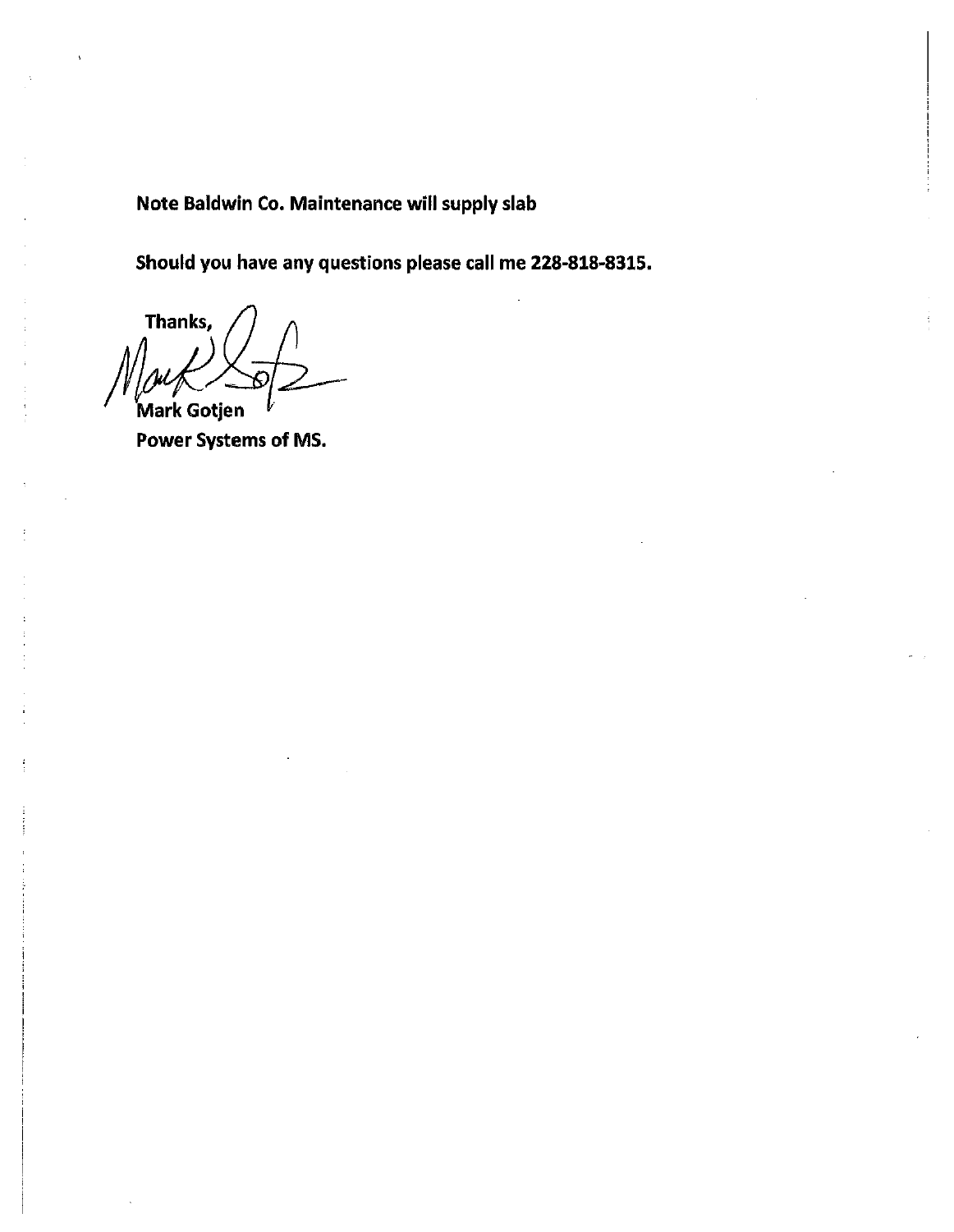**Note Baldwin Co. Maintenance will supply slab**

**Should you have any questions please call me 228-818-8315.**

**Thanks,**

**Mark Gotjen**
**Power Systems of MS.**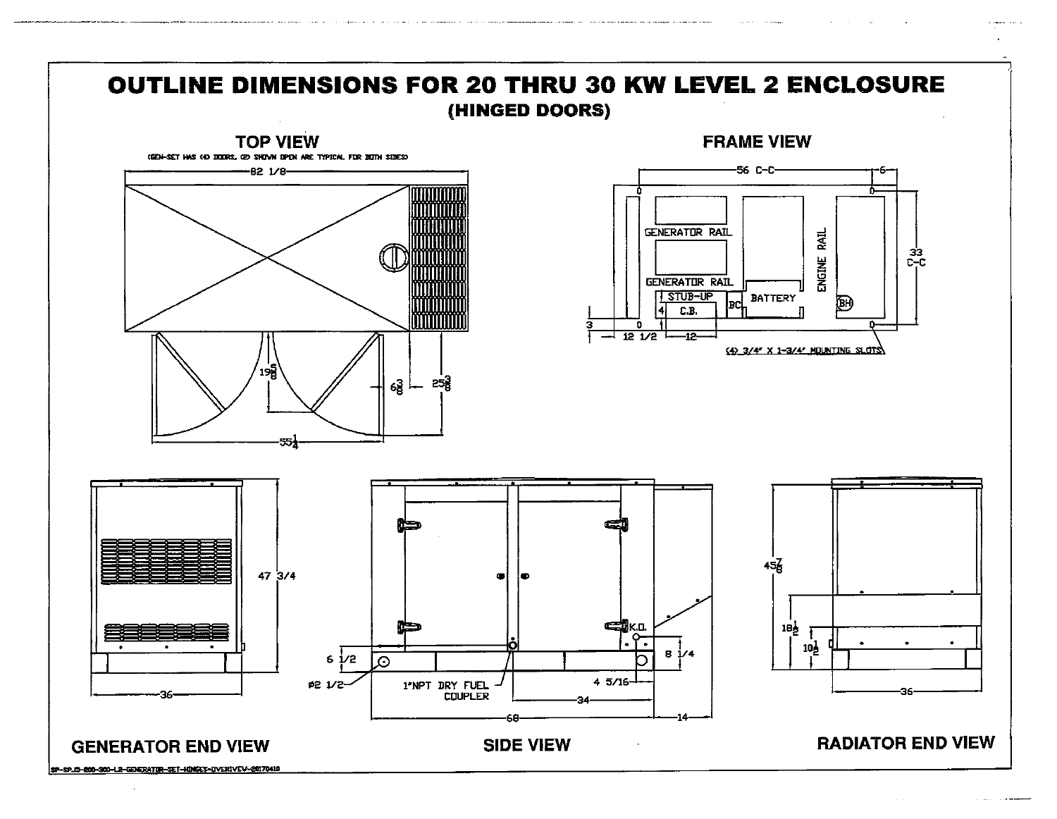# OUTLINE DIMENSIONS FOR 20 THRU 30 KW LEVEL 2 ENCLOSURE

## (HINGED DOORS)

### TOP VIEW

(GEN-SET HAS (4) DOORS, (2) SHOWN OPEN ARE TYPICAL FOR BOTH SIDES)

82 1/8

19 5/8

6 3/8

25 3/8

55 1/4

### FRAME VIEW

56 C-C

6

33 C-C

GENERATOR RAIL

GENERATOR RAIL

STUB-UP

C.B.

BC

BATTERY

ENGINE RAIL

BH

4

3

12 1/2

12

(4) 3/4" X 1-3/4" MOUNTING SLOTS

### GENERATOR END VIEW

47 3/4

36

### SIDE VIEW

6 1/2

ø2 1/2

1"NPT DRY FUEL COUPLER

K.O.

8 1/4

4 5/16

34

68

14

### RADIATOR END VIEW

45 7/8

18 1/2

10 1/2

36

SP-SPJD-200-300-L2-GENERATOR-SET-HINGES-OVERVIEW-20170410